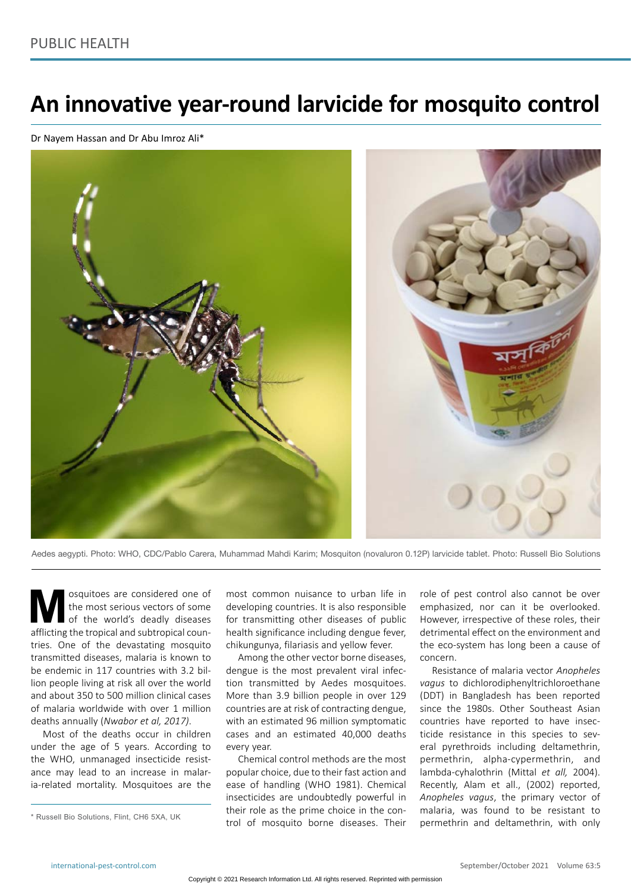# An innovative year-round larvicide for mosquito control

Dr Nayem Hassan and Dr Abu Imroz Ali*

Aedes aegypti. Photo: WHO, CDC/Pablo Carera, Muhammad Mahdi Karim; Mosquiton (novaluron 0.12P) larvicide tablet. Photo: Russell Bio Solutions

Mosquitoes are considered one of the most serious vectors of some of the world's deadly diseases afflicting the tropical and subtropical countries. One of the devastating mosquito transmitted diseases, malaria is known to be endemic in 117 countries with 3.2 billion people living at risk all over the world and about 350 to 500 million clinical cases of malaria worldwide with over 1 million deaths annually (*Nwabor et al, 2017)*.

Most of the deaths occur in children under the age of 5 years. According to the WHO, unmanaged insecticide resistance may lead to an increase in malaria-related mortality. Mosquitoes are the most common nuisance to urban life in developing countries. It is also responsible for transmitting other diseases of public health significance including dengue fever, chikungunya, filariasis and yellow fever.

Among the other vector borne diseases, dengue is the most prevalent viral infection transmitted by Aedes mosquitoes. More than 3.9 billion people in over 129 countries are at risk of contracting dengue, with an estimated 96 million symptomatic cases and an estimated 40,000 deaths every year.

Chemical control methods are the most popular choice, due to their fast action and ease of handling (WHO 1981). Chemical insecticides are undoubtedly powerful in their role as the prime choice in the control of mosquito borne diseases. Their role of pest control also cannot be over emphasized, nor can it be overlooked. However, irrespective of these roles, their detrimental effect on the environment and the eco-system has long been a cause of concern.

Resistance of malaria vector *Anopheles vagus* to dichlorodiphenyltrichloroethane (DDT) in Bangladesh has been reported since the 1980s. Other Southeast Asian countries have reported to have insecticide resistance in this species to several pyrethroids including deltamethrin, permethrin, alpha-cypermethrin, and lambda-cyhalothrin (Mittal *et all,* 2004). Recently, Alam et all., (2002) reported, *Anopheles vagus*, the primary vector of malaria, was found to be resistant to permethrin and deltamethrin, with only

\* Russell Bio Solutions, Flint, CH6 5XA, UK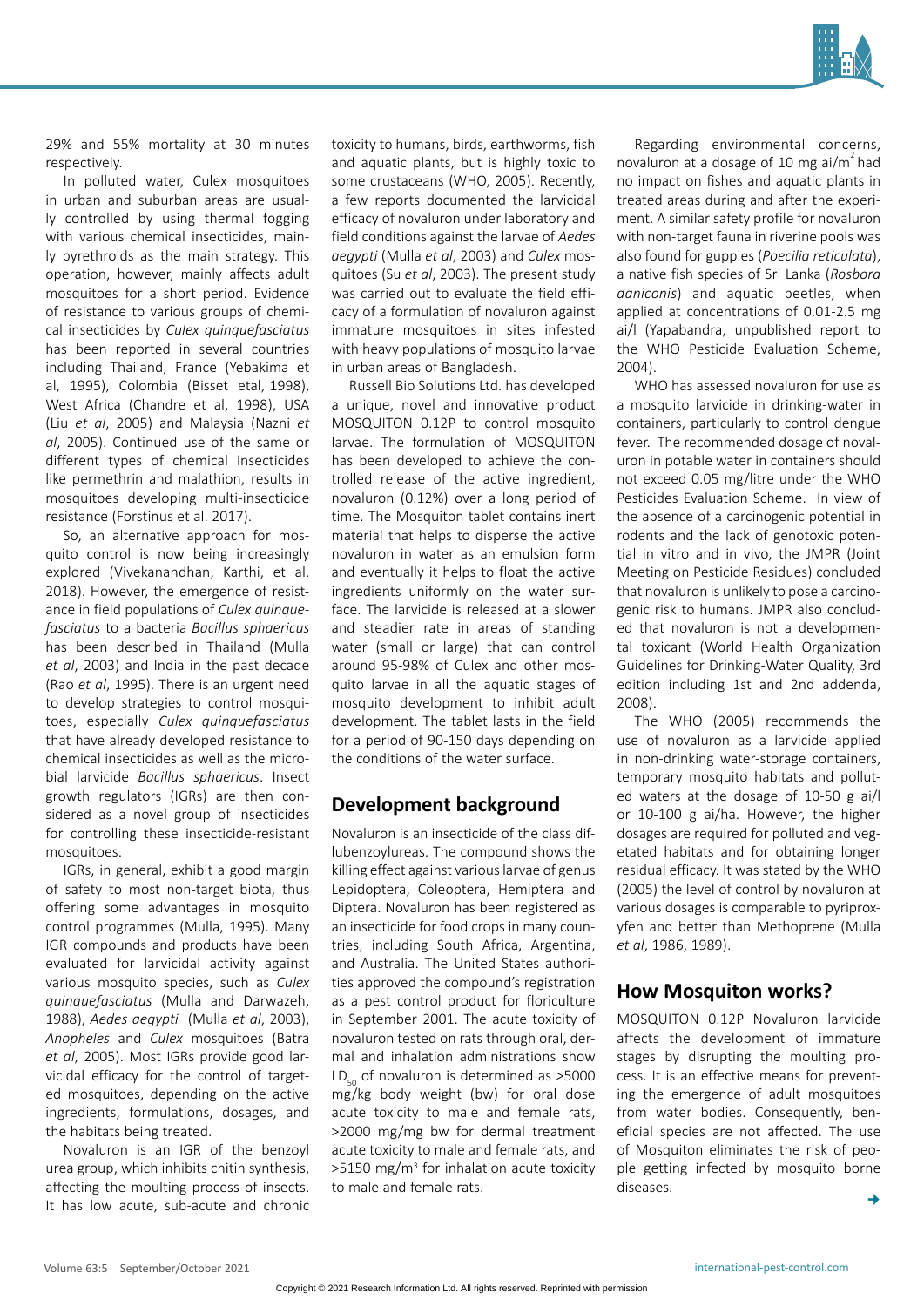29% and 55% mortality at 30 minutes respectively.

In polluted water, Culex mosquitoes in urban and suburban areas are usually controlled by using thermal fogging with various chemical insecticides, mainly pyrethroids as the main strategy. This operation, however, mainly affects adult mosquitoes for a short period. Evidence of resistance to various groups of chemical insecticides by *Culex quinquefasciatus* has been reported in several countries including Thailand, France (Yebakima et al, 1995), Colombia (Bisset etal, 1998), West Africa (Chandre et al, 1998), USA (Liu *et al*, 2005) and Malaysia (Nazni *et al*, 2005). Continued use of the same or different types of chemical insecticides like permethrin and malathion, results in mosquitoes developing multi-insecticide resistance (Forstinus et al. 2017).

So, an alternative approach for mosquito control is now being increasingly explored (Vivekanandhan, Karthi, et al. 2018). However, the emergence of resistance in field populations of *Culex quinquefasciatus* to a bacteria *Bacillus sphaericus* has been described in Thailand (Mulla *et al*, 2003) and India in the past decade (Rao *et al*, 1995). There is an urgent need to develop strategies to control mosquitoes, especially *Culex quinquefasciatus* that have already developed resistance to chemical insecticides as well as the microbial larvicide *Bacillus sphaericus*. Insect growth regulators (IGRs) are then considered as a novel group of insecticides for controlling these insecticide-resistant mosquitoes.

IGRs, in general, exhibit a good margin of safety to most non-target biota, thus offering some advantages in mosquito control programmes (Mulla, 1995). Many IGR compounds and products have been evaluated for larvicidal activity against various mosquito species, such as *Culex quinquefasciatus* (Mulla and Darwazeh, 1988), *Aedes aegypti* (Mulla *et al*, 2003), *Anopheles* and *Culex* mosquitoes (Batra *et al*, 2005). Most IGRs provide good larvicidal efficacy for the control of targeted mosquitoes, depending on the active ingredients, formulations, dosages, and the habitats being treated.

Novaluron is an IGR of the benzoyl urea group, which inhibits chitin synthesis, affecting the moulting process of insects. It has low acute, sub-acute and chronic toxicity to humans, birds, earthworms, fish and aquatic plants, but is highly toxic to some crustaceans (WHO, 2005). Recently, a few reports documented the larvicidal efficacy of novaluron under laboratory and field conditions against the larvae of *Aedes aegypti* (Mulla *et al*, 2003) and *Culex* mosquitoes (Su *et al*, 2003). The present study was carried out to evaluate the field efficacy of a formulation of novaluron against immature mosquitoes in sites infested with heavy populations of mosquito larvae in urban areas of Bangladesh.

Russell Bio Solutions Ltd. has developed a unique, novel and innovative product MOSQUITON 0.12P to control mosquito larvae. The formulation of MOSQUITON has been developed to achieve the controlled release of the active ingredient, novaluron (0.12%) over a long period of time. The Mosquiton tablet contains inert material that helps to disperse the active novaluron in water as an emulsion form and eventually it helps to float the active ingredients uniformly on the water surface. The larvicide is released at a slower and steadier rate in areas of standing water (small or large) that can control around 95-98% of Culex and other mosquito larvae in all the aquatic stages of mosquito development to inhibit adult development. The tablet lasts in the field for a period of 90-150 days depending on the conditions of the water surface.

## Development background

Novaluron is an insecticide of the class diflubenzoylureas. The compound shows the killing effect against various larvae of genus Lepidoptera, Coleoptera, Hemiptera and Diptera. Novaluron has been registered as an insecticide for food crops in many countries, including South Africa, Argentina, and Australia. The United States authorities approved the compound's registration as a pest control product for floriculture in September 2001. The acute toxicity of novaluron tested on rats through oral, dermal and inhalation administrations show $LD_{50}$ of novaluron is determined as >5000 mg/kg body weight (bw) for oral dose acute toxicity to male and female rats, >2000 mg/mg bw for dermal treatment acute toxicity to male and female rats, and >5150 mg/m$^3$ for inhalation acute toxicity to male and female rats.

Regarding environmental concerns, novaluron at a dosage of 10 mg ai/m$^2$ had no impact on fishes and aquatic plants in treated areas during and after the experiment. A similar safety profile for novaluron with non-target fauna in riverine pools was also found for guppies (*Poecilia reticulata*), a native fish species of Sri Lanka (*Rosbora daniconis*) and aquatic beetles, when applied at concentrations of 0.01-2.5 mg ai/l (Yapabandra, unpublished report to the WHO Pesticide Evaluation Scheme, 2004).

WHO has assessed novaluron for use as a mosquito larvicide in drinking-water in containers, particularly to control dengue fever. The recommended dosage of novaluron in potable water in containers should not exceed 0.05 mg/litre under the WHO Pesticides Evaluation Scheme. In view of the absence of a carcinogenic potential in rodents and the lack of genotoxic potential in vitro and in vivo, the JMPR (Joint Meeting on Pesticide Residues) concluded that novaluron is unlikely to pose a carcinogenic risk to humans. JMPR also concluded that novaluron is not a developmental toxicant (World Health Organization Guidelines for Drinking-Water Quality, 3rd edition including 1st and 2nd addenda, 2008).

The WHO (2005) recommends the use of novaluron as a larvicide applied in non-drinking water-storage containers, temporary mosquito habitats and polluted waters at the dosage of 10-50 g ai/l or 10-100 g ai/ha. However, the higher dosages are required for polluted and vegetated habitats and for obtaining longer residual efficacy. It was stated by the WHO (2005) the level of control by novaluron at various dosages is comparable to pyriproxyfen and better than Methoprene (Mulla *et al*, 1986, 1989).

## How Mosquiton works?

MOSQUITON 0.12P Novaluron larvicide affects the development of immature stages by disrupting the moulting process. It is an effective means for preventing the emergence of adult mosquitoes from water bodies. Consequently, beneficial species are not affected. The use of Mosquiton eliminates the risk of people getting infected by mosquito borne diseases.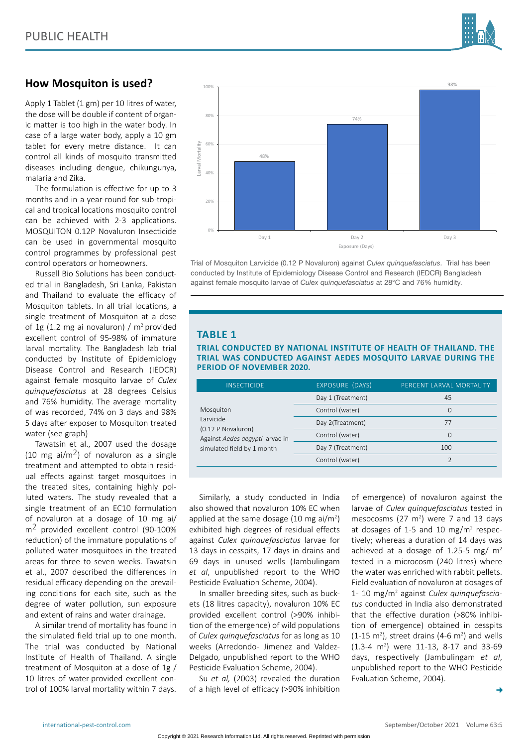## How Mosquiton is used?

Apply 1 Tablet (1 gm) per 10 litres of water, the dose will be double if content of organic matter is too high in the water body. In case of a large water body, apply a 10 gm tablet for every metre distance. It can control all kinds of mosquito transmitted diseases including dengue, chikungunya, malaria and Zika.

The formulation is effective for up to 3 months and in a year-round for sub-tropical and tropical locations mosquito control can be achieved with 2-3 applications. MOSQUITON 0.12P Novaluron Insecticide can be used in governmental mosquito control programmes by professional pest control operators or homeowners.

Russell Bio Solutions has been conducted trial in Bangladesh, Sri Lanka, Pakistan and Thailand to evaluate the efficacy of Mosquiton tablets. In all trial locations, a single treatment of Mosquiton at a dose of 1g (1.2 mg ai novaluron) / m$^2$ provided excellent control of 95-98% of immature larval mortality. The Bangladesh lab trial conducted by Institute of Epidemiology Disease Control and Research (IEDCR) against female mosquito larvae of *Culex quinquefasciatus* at 28 degrees Celsius and 76% humidity. The average mortality of was recorded, 74% on 3 days and 98% 5 days after exposer to Mosquiton treated water (see graph)

Tawatsin et al., 2007 used the dosage (10 mg ai/m$^2$) of novaluron as a single treatment and attempted to obtain residual effects against target mosquitoes in the treated sites, containing highly polluted waters. The study revealed that a single treatment of an EC10 formulation of novaluron at a dosage of 10 mg ai/m$^2$ provided excellent control (90-100% reduction) of the immature populations of polluted water mosquitoes in the treated areas for three to seven weeks. Tawatsin et al., 2007 described the differences in residual efficacy depending on the prevailing conditions for each site, such as the degree of water pollution, sun exposure and extent of rains and water drainage.

A similar trend of mortality has found in the simulated field trial up to one month. The trial was conducted by National Institute of Health of Thailand. A single treatment of Mosquiton at a dose of 1g / 10 litres of water provided excellent control of 100% larval mortality within 7 days.

| Exposure (Days) | Larval Mortality |
|---|---|
| Day 1 | 48% |
| Day 2 | 74% |
| Day 3 | 98% |

Trial of Mosquiton Larvicide (0.12 P Novaluron) against *Culex quinquefasciatus*. Trial has been conducted by Institute of Epidemiology Disease Control and Research (IEDCR) Bangladesh against female mosquito larvae of *Culex quinquefasciatus* at 28°C and 76% humidity.

### TABLE 1

**TRIAL CONDUCTED BY NATIONAL INSTITUTE OF HEALTH OF THAILAND. THE TRIAL WAS CONDUCTED AGAINST AEDES MOSQUITO LARVAE DURING THE PERIOD OF NOVEMBER 2020.**

| INSECTICIDE | EXPOSURE (DAYS) | PERCENT LARVAL MORTALITY |
|---|---|---|
| Mosquiton Larvicide (0.12 P Novaluron) Against *Aedes aegypti* larvae in simulated field by 1 month | Day 1 (Treatment) | 45 |
| | Control (water) | 0 |
| | Day 2(Treatment) | 77 |
| | Control (water) | 0 |
| | Day 7 (Treatment) | 100 |
| | Control (water) | 2 |

Similarly, a study conducted in India also showed that novaluron 10% EC when applied at the same dosage (10 mg ai/m$^2$) exhibited high degrees of residual effects against *Culex quinquefasciatus* larvae for 13 days in cesspits, 17 days in drains and 69 days in unused wells (Jambulingam *et al*, unpublished report to the WHO Pesticide Evaluation Scheme, 2004).

In smaller breeding sites, such as buckets (18 litres capacity), novaluron 10% EC provided excellent control (>90% inhibition of the emergence) of wild populations of *Culex quinquefasciatus* for as long as 10 weeks (Arredondo- Jimenez and Valdez-Delgado, unpublished report to the WHO Pesticide Evaluation Scheme, 2004).

Su *et al,* (2003) revealed the duration of a high level of efficacy (>90% inhibition of emergence) of novaluron against the larvae of *Culex quinquefasciatus* tested in mesocosms (27 m$^2$) were 7 and 13 days at dosages of 1-5 and 10 mg/m$^2$ respectively; whereas a duration of 14 days was achieved at a dosage of 1.25-5 mg/ m$^2$ tested in a microcosm (240 litres) where the water was enriched with rabbit pellets. Field evaluation of novaluron at dosages of 1- 10 mg/m$^2$ against *Culex quinquefasciatus* conducted in India also demonstrated that the effective duration (>80% inhibition of emergence) obtained in cesspits (1-15 m$^2$), street drains (4-6 m$^2$) and wells (1.3-4 m$^2$) were 11-13, 8-17 and 33-69 days, respectively (Jambulingam *et al*, unpublished report to the WHO Pesticide Evaluation Scheme, 2004).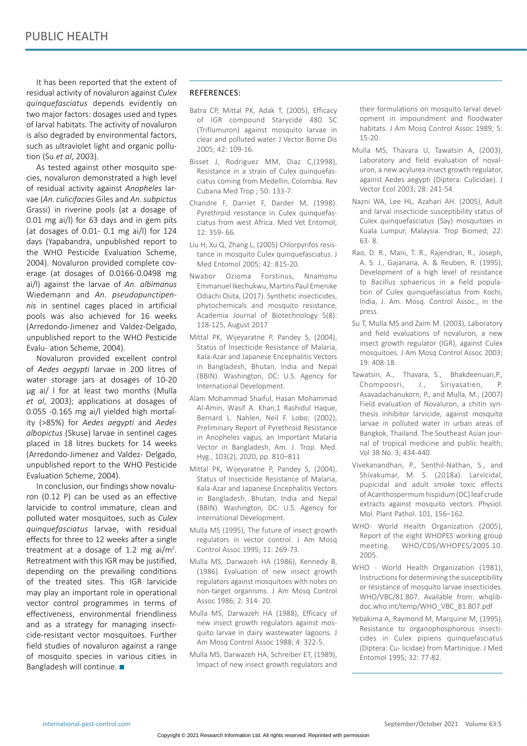It has been reported that the extent of residual activity of novaluron against *Culex quinquefasciatus* depends evidently on two major factors: dosages used and types of larval habitats. The activity of novaluron is also degraded by environmental factors, such as ultraviolet light and organic pollution (Su *et al*, 2003).

As tested against other mosquito species, novaluron demonstrated a high level of residual activity against *Anopheles* larvae (*An. culicifacies* Giles and *An. subpictus* Grassi) in riverine pools (at a dosage of 0.01 mg ai/l) for 63 days and in gem pits (at dosages of 0.01- 0.1 mg ai/l) for 124 days (Yapabandra, unpublished report to the WHO Pesticide Evaluation Scheme, 2004). Novaluron provided complete coverage (at dosages of 0.0166-0.0498 mg ai/l) against the larvae of *An. albimanus* Wiedemann and *An. pseudopunctipennis* in sentinel cages placed in artificial pools was also achieved for 16 weeks (Arredondo-Jimenez and Valdez-Delgado, unpublished report to the WHO Pesticide Evalu- ation Scheme, 2004).

Novaluron provided excellent control of *Aedes aegypti* larvae in 200 litres of water storage jars at dosages of 10-20 µg ai/ l for at least two months (Mulla *et al*, 2003); applications at dosages of 0.055 -0.165 mg ai/l yielded high mortality (>85%) for *Aedes aegypti* and *Aedes albopictus* (Skuse) larvae in sentinel cages placed in 18 litres buckets for 14 weeks (Arredondo-Jimenez and Valdez- Delgado, unpublished report to the WHO Pesticide Evaluation Scheme, 2004).

In conclusion, our findings show novaluron (0.12 P) can be used as an effective larvicide to control immature, clean and polluted water mosquitoes, such as *Culex quinquefasciatus* larvae, with residual effects for three to 12 weeks after a single treatment at a dosage of 1.2 mg ai/m$^2$. Retreatment with this IGR may be justified, depending on the prevailing conditions of the treated sites. This IGR larvicide may play an important role in operational vector control programmes in terms of effectiveness, environmental friendliness and as a strategy for managing insecticide-resistant vector mosquitoes. Further field studies of novaluron against a range of mosquito species in various cities in Bangladesh will continue. ■

## REFERENCES:

Batra CP, Mittal PK, Adak T, (2005), Efficacy of IGR compound Starycide 480 SC (Triflumuron) against mosquito larvae in clear and polluted water. J Vector Borne Dis 2005; 42: 109-16.

Bisset J, Rodriguez MM, Diaz C,(1998), Resistance in a strain of Culex quinquefasciatus coming from Medellin, Colombia. Rev Cubana Med Trop ; 50: 133-7.

Chandre F, Darriet F, Darder M, (1998). Pyrethroid resistance in Culex quinquefasciatus from west Africa. Med Vet Entomol; 12: 359- 66.

Liu H, Xu Q, Zhang L, (2005) Chlorpyrifos resistance in mosquito Culex quinquefasciatus. J Med Entomol 2005; 42: 815-20.

Nwabor Ozioma Forstinus, Nnamonu Emmanuel Ikechukwu, Martins Paul Emenike Odiachi Osita, (2017). Synthetic insecticides, phytochemicals and mosquito resistance, Academia Journal of Biotechnology 5(8): 118-125, August 2017

Mittal PK, Wijeyaratne P, Pandey S, (2004), Status of Insecticide Resistance of Malaria, Kala-Azar and Japanese Encephalitis Vectors in Bangladesh, Bhutan, India and Nepal (BBIN). Washington, DC: U.S. Agency for International Development.

Alam Mohammad Shaiful, Hasan Mohammad Al-Amin, Wasif A. Khan,1 Rashidul Haque, Bernard L. Nahlen, Neil F. Lobo; (2002), Preliminary Report of Pyrethroid Resistance in Anopheles vagus, an Important Malaria Vector in Bangladesh, Am. J. Trop. Med. Hyg., 103(2), 2020, pp. 810–811

Mittal PK, Wijeyaratne P, Pandey S, (2004), Status of Insecticide Resistance of Malaria, Kala-Azar and Japanese Encephalitis Vectors in Bangladesh, Bhutan, India and Nepal (BBIN). Washington, DC: U.S. Agency for International Development.

Mulla MS (1995), The future of insect growth regulators in vector control. J Am Mosq Control Assoc 1995; 11: 269-73.

Mulla MS, Darwazeh HA (1986), Kennedy B, (1986). Evaluation of new insect growth regulators against mosquitoes with notes on non-target organisms. J Am Mosq Control Assoc 1986; 2: 314- 20.

Mulla MS, Darwazeh HA (1988), Efficacy of new insect growth regulators against mosquito larvae in dairy wastewater lagoons. J Am Mosq Control Assoc 1988; 4: 322-5.

Mulla MS, Darwazeh HA, Schreiber ET, (1989), Impact of new insect growth regulators and their formulations on mosquito larval development in impoundment and floodwater habitats. J Am Mosq Control Assoc 1989; 5: 15-20.

Mulla MS, Thavara U, Tawatsin A, (2003), Laboratory and field evaluation of novaluron, a new acylurea insect growth regulator, against Aedes aegypti (Diptera: Culicidae). J Vector Ecol 2003; 28: 241-54.

Nazni WA, Lee HL, Azahari AH. (2005), Adult and larval insecticide susceptibility status of Culex quinquefasciatus (Say) mosquitoes in Kuala Lumpur, Malaysia. Trop Biomed; 22: 63- 8.

Rao, D. R., Mani, T. R., Rajendran, R., Joseph, A. S. J., Gajanana, A. & Reuben, R. (1995), Development of a high level of resistance to Bacillus sphaericus in a field population of Culex quinquefasciatus from Kochi, India, J. Am. Mosq. Control Assoc., in the press.

Su T, Mulla MS and Zaim M. (2003), Laboratory and field evaluations of novaluron, a new insect growth regulator (IGR), against Culex mosquitoes. J Am Mosq Control Assoc 2003; 19: 408-18.

Tawatsin, A., Thavara, S., Bhakdeenuan,P., Chompoosri, J., Siriyasatien, P. Asavadachanukorn, P., and Mulla, M., (2007) Field evaluation of Novaluron, a chitin synthesis inhibitor larvicide, against mosquito larvae in polluted water in urban areas of Bangkok, Thailand. The Southeast Asian journal of tropical medicine and public health; Vol 38 No. 3; 434-440.

Vivekanandhan, P., Senthil-Nathan, S., and Shivakumar, M. S. (2018a). Larvicidal, pupicidal and adult smoke toxic effects of Acanthospermum hispidum (DC) leaf crude extracts against mosquito vectors. Physiol. Mol. Plant Pathol. 101, 156–162.

WHO- World Health Organization (2005), Report of the eight WHOPES working group meeting. WHO/CDS/WHOPES/2005.10. 2005.

WHO - World Health Organization (1981), Instructions for determining the susceptibility or resistance of mosquito larvae insecticides. WHO/VBC/81.807. Available from: whqlibdoc.who.int/temp/WHO_VBC_81.807.pdf

Yebakima A, Raymond M, Marquine M, (1995), Resistance to organophosphorous insecticides in Culex pipiens quinquefasciatus (Diptera: Cu- licidae) from Martinique. J Med Entomol 1995; 32: 77-82.